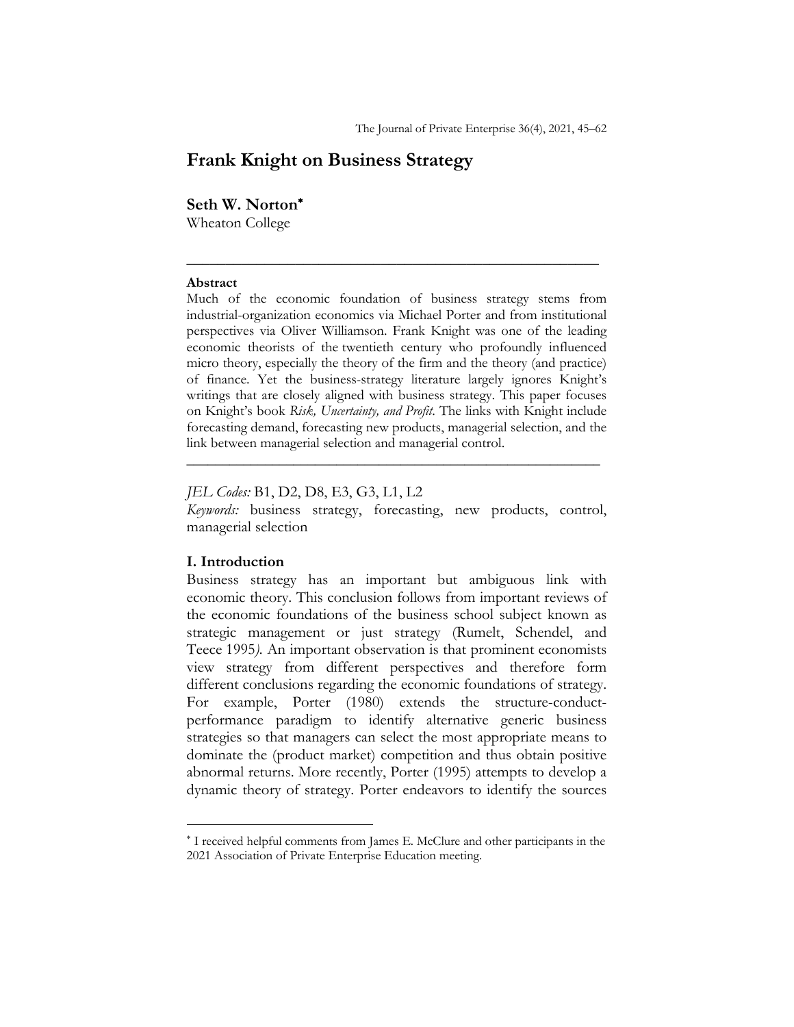# Frank Knight on Business Strategy

**Seth W. Norton**[*]
Wheaton College

---

**Abstract**
Much of the economic foundation of business strategy stems from industrial-organization economics via Michael Porter and from institutional perspectives via Oliver Williamson. Frank Knight was one of the leading economic theorists of the twentieth century who profoundly influenced micro theory, especially the theory of the firm and the theory (and practice) of finance. Yet the business-strategy literature largely ignores Knight's writings that are closely aligned with business strategy. This paper focuses on Knight's book *Risk, Uncertainty, and Profit*. The links with Knight include forecasting demand, forecasting new products, managerial selection, and the link between managerial selection and managerial control.

---

*JEL Codes:* B1, D2, D8, E3, G3, L1, L2
*Keywords:* business strategy, forecasting, new products, control, managerial selection

## I. Introduction

Business strategy has an important but ambiguous link with economic theory. This conclusion follows from important reviews of the economic foundations of the business school subject known as strategic management or just strategy (Rumelt, Schendel, and Teece 1995). An important observation is that prominent economists view strategy from different perspectives and therefore form different conclusions regarding the economic foundations of strategy. For example, Porter (1980) extends the structure-conduct-performance paradigm to identify alternative generic business strategies so that managers can select the most appropriate means to dominate the (product market) competition and thus obtain positive abnormal returns. More recently, Porter (1995) attempts to develop a dynamic theory of strategy. Porter endeavors to identify the sources

[*] I received helpful comments from James E. McClure and other participants in the 2021 Association of Private Enterprise Education meeting.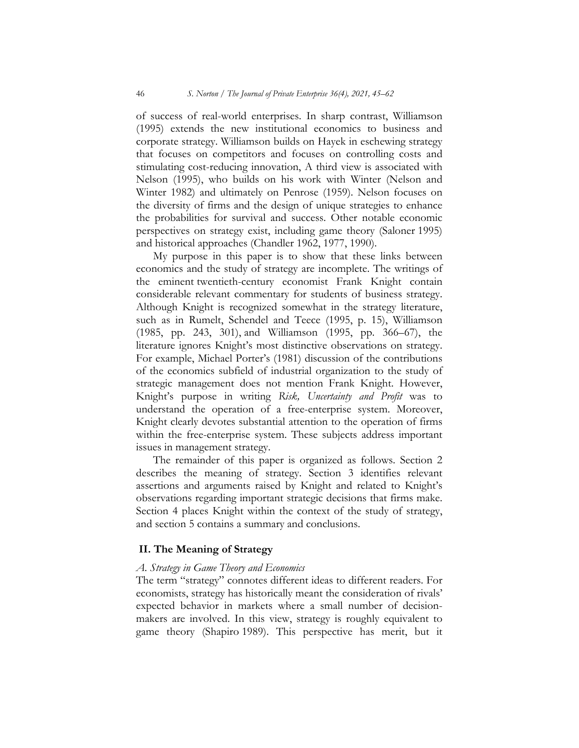of success of real-world enterprises. In sharp contrast, Williamson (1995) extends the new institutional economics to business and corporate strategy. Williamson builds on Hayek in eschewing strategy that focuses on competitors and focuses on controlling costs and stimulating cost-reducing innovation, A third view is associated with Nelson (1995), who builds on his work with Winter (Nelson and Winter 1982) and ultimately on Penrose (1959). Nelson focuses on the diversity of firms and the design of unique strategies to enhance the probabilities for survival and success. Other notable economic perspectives on strategy exist, including game theory (Saloner 1995) and historical approaches (Chandler 1962, 1977, 1990).

My purpose in this paper is to show that these links between economics and the study of strategy are incomplete. The writings of the eminent twentieth-century economist Frank Knight contain considerable relevant commentary for students of business strategy. Although Knight is recognized somewhat in the strategy literature, such as in Rumelt, Schendel and Teece (1995, p. 15), Williamson (1985, pp. 243, 301), and Williamson (1995, pp. 366–67), the literature ignores Knight's most distinctive observations on strategy. For example, Michael Porter's (1981) discussion of the contributions of the economics subfield of industrial organization to the study of strategic management does not mention Frank Knight. However, Knight's purpose in writing *Risk, Uncertainty and Profit* was to understand the operation of a free-enterprise system. Moreover, Knight clearly devotes substantial attention to the operation of firms within the free-enterprise system. These subjects address important issues in management strategy.

The remainder of this paper is organized as follows. Section 2 describes the meaning of strategy. Section 3 identifies relevant assertions and arguments raised by Knight and related to Knight's observations regarding important strategic decisions that firms make. Section 4 places Knight within the context of the study of strategy, and section 5 contains a summary and conclusions.

## II. The Meaning of Strategy

### *A. Strategy in Game Theory and Economics*

The term "strategy" connotes different ideas to different readers. For economists, strategy has historically meant the consideration of rivals' expected behavior in markets where a small number of decision-makers are involved. In this view, strategy is roughly equivalent to game theory (Shapiro 1989). This perspective has merit, but it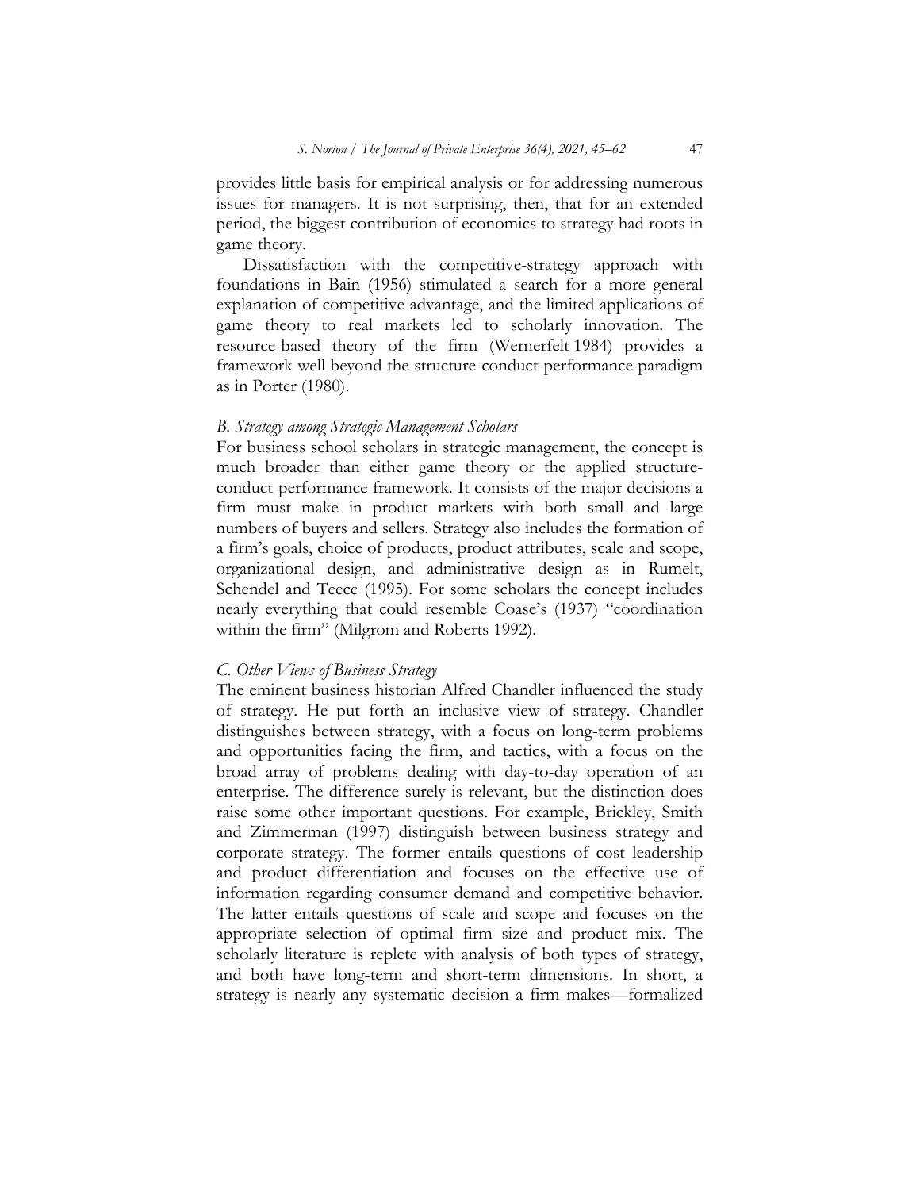provides little basis for empirical analysis or for addressing numerous issues for managers. It is not surprising, then, that for an extended period, the biggest contribution of economics to strategy had roots in game theory.

Dissatisfaction with the competitive-strategy approach with foundations in Bain (1956) stimulated a search for a more general explanation of competitive advantage, and the limited applications of game theory to real markets led to scholarly innovation. The resource-based theory of the firm (Wernerfelt 1984) provides a framework well beyond the structure-conduct-performance paradigm as in Porter (1980).

### *B. Strategy among Strategic-Management Scholars*

For business school scholars in strategic management, the concept is much broader than either game theory or the applied structure-conduct-performance framework. It consists of the major decisions a firm must make in product markets with both small and large numbers of buyers and sellers. Strategy also includes the formation of a firm's goals, choice of products, product attributes, scale and scope, organizational design, and administrative design as in Rumelt, Schendel and Teece (1995). For some scholars the concept includes nearly everything that could resemble Coase's (1937) "coordination within the firm" (Milgrom and Roberts 1992).

### *C. Other Views of Business Strategy*

The eminent business historian Alfred Chandler influenced the study of strategy. He put forth an inclusive view of strategy. Chandler distinguishes between strategy, with a focus on long-term problems and opportunities facing the firm, and tactics, with a focus on the broad array of problems dealing with day-to-day operation of an enterprise. The difference surely is relevant, but the distinction does raise some other important questions. For example, Brickley, Smith and Zimmerman (1997) distinguish between business strategy and corporate strategy. The former entails questions of cost leadership and product differentiation and focuses on the effective use of information regarding consumer demand and competitive behavior. The latter entails questions of scale and scope and focuses on the appropriate selection of optimal firm size and product mix. The scholarly literature is replete with analysis of both types of strategy, and both have long-term and short-term dimensions. In short, a strategy is nearly any systematic decision a firm makes—formalized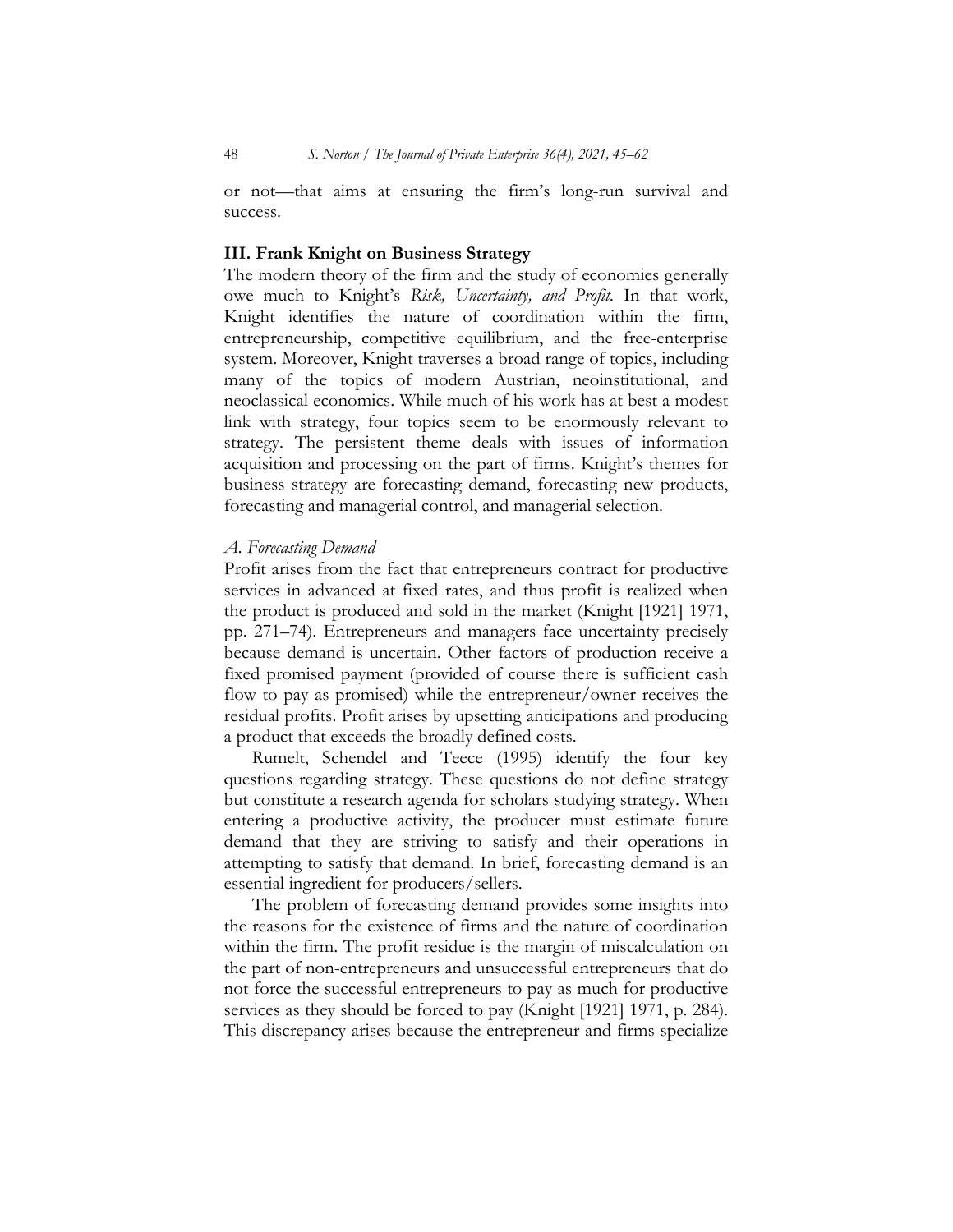or not—that aims at ensuring the firm's long-run survival and success.

## III. Frank Knight on Business Strategy

The modern theory of the firm and the study of economies generally owe much to Knight's *Risk, Uncertainty, and Profit.* In that work, Knight identifies the nature of coordination within the firm, entrepreneurship, competitive equilibrium, and the free-enterprise system. Moreover, Knight traverses a broad range of topics, including many of the topics of modern Austrian, neoinstitutional, and neoclassical economics. While much of his work has at best a modest link with strategy, four topics seem to be enormously relevant to strategy. The persistent theme deals with issues of information acquisition and processing on the part of firms. Knight's themes for business strategy are forecasting demand, forecasting new products, forecasting and managerial control, and managerial selection.

### *A. Forecasting Demand*

Profit arises from the fact that entrepreneurs contract for productive services in advanced at fixed rates, and thus profit is realized when the product is produced and sold in the market (Knight [1921] 1971, pp. 271–74). Entrepreneurs and managers face uncertainty precisely because demand is uncertain. Other factors of production receive a fixed promised payment (provided of course there is sufficient cash flow to pay as promised) while the entrepreneur/owner receives the residual profits. Profit arises by upsetting anticipations and producing a product that exceeds the broadly defined costs.

Rumelt, Schendel and Teece (1995) identify the four key questions regarding strategy. These questions do not define strategy but constitute a research agenda for scholars studying strategy. When entering a productive activity, the producer must estimate future demand that they are striving to satisfy and their operations in attempting to satisfy that demand. In brief, forecasting demand is an essential ingredient for producers/sellers.

The problem of forecasting demand provides some insights into the reasons for the existence of firms and the nature of coordination within the firm. The profit residue is the margin of miscalculation on the part of non-entrepreneurs and unsuccessful entrepreneurs that do not force the successful entrepreneurs to pay as much for productive services as they should be forced to pay (Knight [1921] 1971, p. 284). This discrepancy arises because the entrepreneur and firms specialize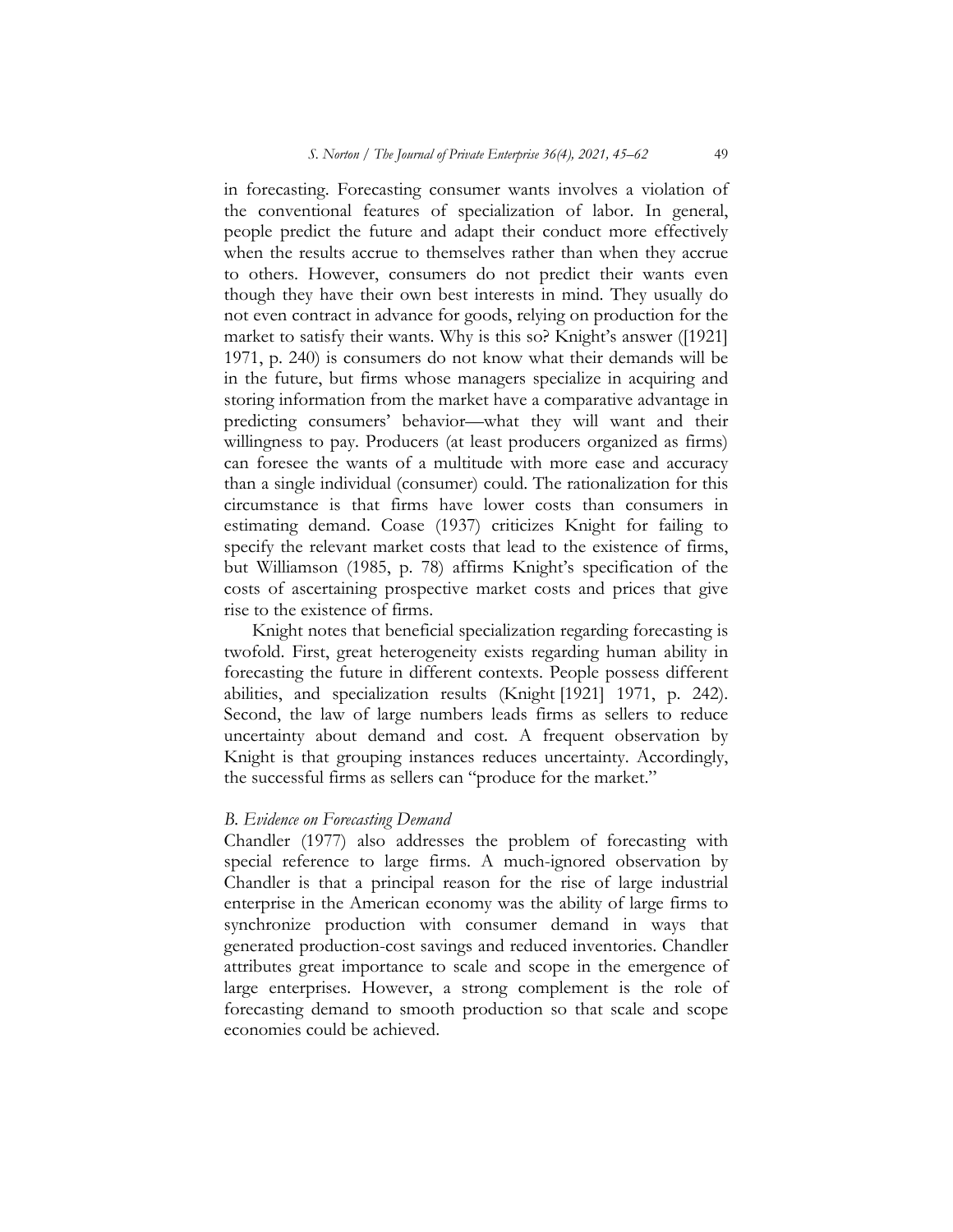in forecasting. Forecasting consumer wants involves a violation of the conventional features of specialization of labor. In general, people predict the future and adapt their conduct more effectively when the results accrue to themselves rather than when they accrue to others. However, consumers do not predict their wants even though they have their own best interests in mind. They usually do not even contract in advance for goods, relying on production for the market to satisfy their wants. Why is this so? Knight's answer ([1921] 1971, p. 240) is consumers do not know what their demands will be in the future, but firms whose managers specialize in acquiring and storing information from the market have a comparative advantage in predicting consumers' behavior—what they will want and their willingness to pay. Producers (at least producers organized as firms) can foresee the wants of a multitude with more ease and accuracy than a single individual (consumer) could. The rationalization for this circumstance is that firms have lower costs than consumers in estimating demand. Coase (1937) criticizes Knight for failing to specify the relevant market costs that lead to the existence of firms, but Williamson (1985, p. 78) affirms Knight's specification of the costs of ascertaining prospective market costs and prices that give rise to the existence of firms.

Knight notes that beneficial specialization regarding forecasting is twofold. First, great heterogeneity exists regarding human ability in forecasting the future in different contexts. People possess different abilities, and specialization results (Knight [1921] 1971, p. 242). Second, the law of large numbers leads firms as sellers to reduce uncertainty about demand and cost. A frequent observation by Knight is that grouping instances reduces uncertainty. Accordingly, the successful firms as sellers can "produce for the market."

### *B. Evidence on Forecasting Demand*

Chandler (1977) also addresses the problem of forecasting with special reference to large firms. A much-ignored observation by Chandler is that a principal reason for the rise of large industrial enterprise in the American economy was the ability of large firms to synchronize production with consumer demand in ways that generated production-cost savings and reduced inventories. Chandler attributes great importance to scale and scope in the emergence of large enterprises. However, a strong complement is the role of forecasting demand to smooth production so that scale and scope economies could be achieved.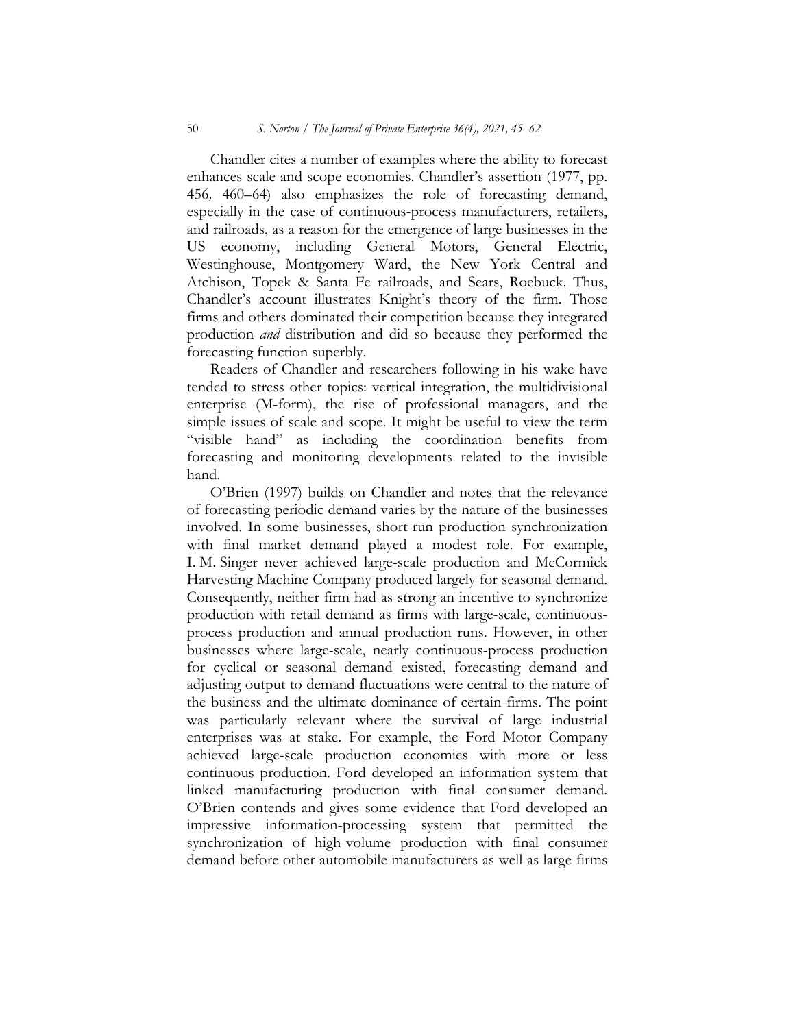Chandler cites a number of examples where the ability to forecast enhances scale and scope economies. Chandler's assertion (1977, pp. 456*,* 460–64) also emphasizes the role of forecasting demand, especially in the case of continuous-process manufacturers, retailers, and railroads, as a reason for the emergence of large businesses in the US economy, including General Motors, General Electric, Westinghouse, Montgomery Ward, the New York Central and Atchison, Topek & Santa Fe railroads, and Sears, Roebuck. Thus, Chandler's account illustrates Knight's theory of the firm. Those firms and others dominated their competition because they integrated production *and* distribution and did so because they performed the forecasting function superbly.

Readers of Chandler and researchers following in his wake have tended to stress other topics: vertical integration, the multidivisional enterprise (M-form), the rise of professional managers, and the simple issues of scale and scope. It might be useful to view the term "visible hand" as including the coordination benefits from forecasting and monitoring developments related to the invisible hand.

O'Brien (1997) builds on Chandler and notes that the relevance of forecasting periodic demand varies by the nature of the businesses involved. In some businesses, short-run production synchronization with final market demand played a modest role. For example, I. M. Singer never achieved large-scale production and McCormick Harvesting Machine Company produced largely for seasonal demand. Consequently, neither firm had as strong an incentive to synchronize production with retail demand as firms with large-scale, continuous-process production and annual production runs. However, in other businesses where large-scale, nearly continuous-process production for cyclical or seasonal demand existed, forecasting demand and adjusting output to demand fluctuations were central to the nature of the business and the ultimate dominance of certain firms. The point was particularly relevant where the survival of large industrial enterprises was at stake. For example, the Ford Motor Company achieved large-scale production economies with more or less continuous production. Ford developed an information system that linked manufacturing production with final consumer demand. O'Brien contends and gives some evidence that Ford developed an impressive information-processing system that permitted the synchronization of high-volume production with final consumer demand before other automobile manufacturers as well as large firms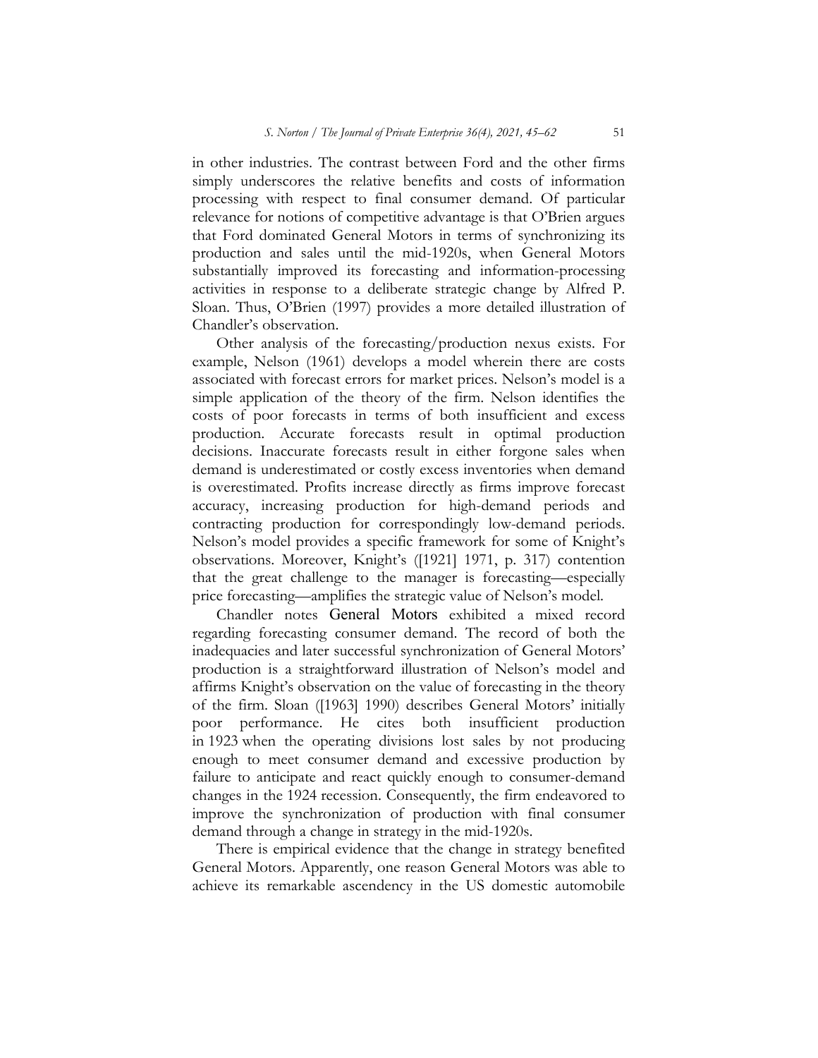in other industries. The contrast between Ford and the other firms simply underscores the relative benefits and costs of information processing with respect to final consumer demand. Of particular relevance for notions of competitive advantage is that O'Brien argues that Ford dominated General Motors in terms of synchronizing its production and sales until the mid-1920s, when General Motors substantially improved its forecasting and information-processing activities in response to a deliberate strategic change by Alfred P. Sloan. Thus, O'Brien (1997) provides a more detailed illustration of Chandler's observation.

Other analysis of the forecasting/production nexus exists. For example, Nelson (1961) develops a model wherein there are costs associated with forecast errors for market prices. Nelson's model is a simple application of the theory of the firm. Nelson identifies the costs of poor forecasts in terms of both insufficient and excess production. Accurate forecasts result in optimal production decisions. Inaccurate forecasts result in either forgone sales when demand is underestimated or costly excess inventories when demand is overestimated. Profits increase directly as firms improve forecast accuracy, increasing production for high-demand periods and contracting production for correspondingly low-demand periods. Nelson's model provides a specific framework for some of Knight's observations. Moreover, Knight's ([1921] 1971, p. 317) contention that the great challenge to the manager is forecasting—especially price forecasting—amplifies the strategic value of Nelson's model.

Chandler notes General Motors exhibited a mixed record regarding forecasting consumer demand. The record of both the inadequacies and later successful synchronization of General Motors' production is a straightforward illustration of Nelson's model and affirms Knight's observation on the value of forecasting in the theory of the firm. Sloan ([1963] 1990) describes General Motors' initially poor performance. He cites both insufficient production in 1923 when the operating divisions lost sales by not producing enough to meet consumer demand and excessive production by failure to anticipate and react quickly enough to consumer-demand changes in the 1924 recession. Consequently, the firm endeavored to improve the synchronization of production with final consumer demand through a change in strategy in the mid-1920s.

There is empirical evidence that the change in strategy benefited General Motors. Apparently, one reason General Motors was able to achieve its remarkable ascendency in the US domestic automobile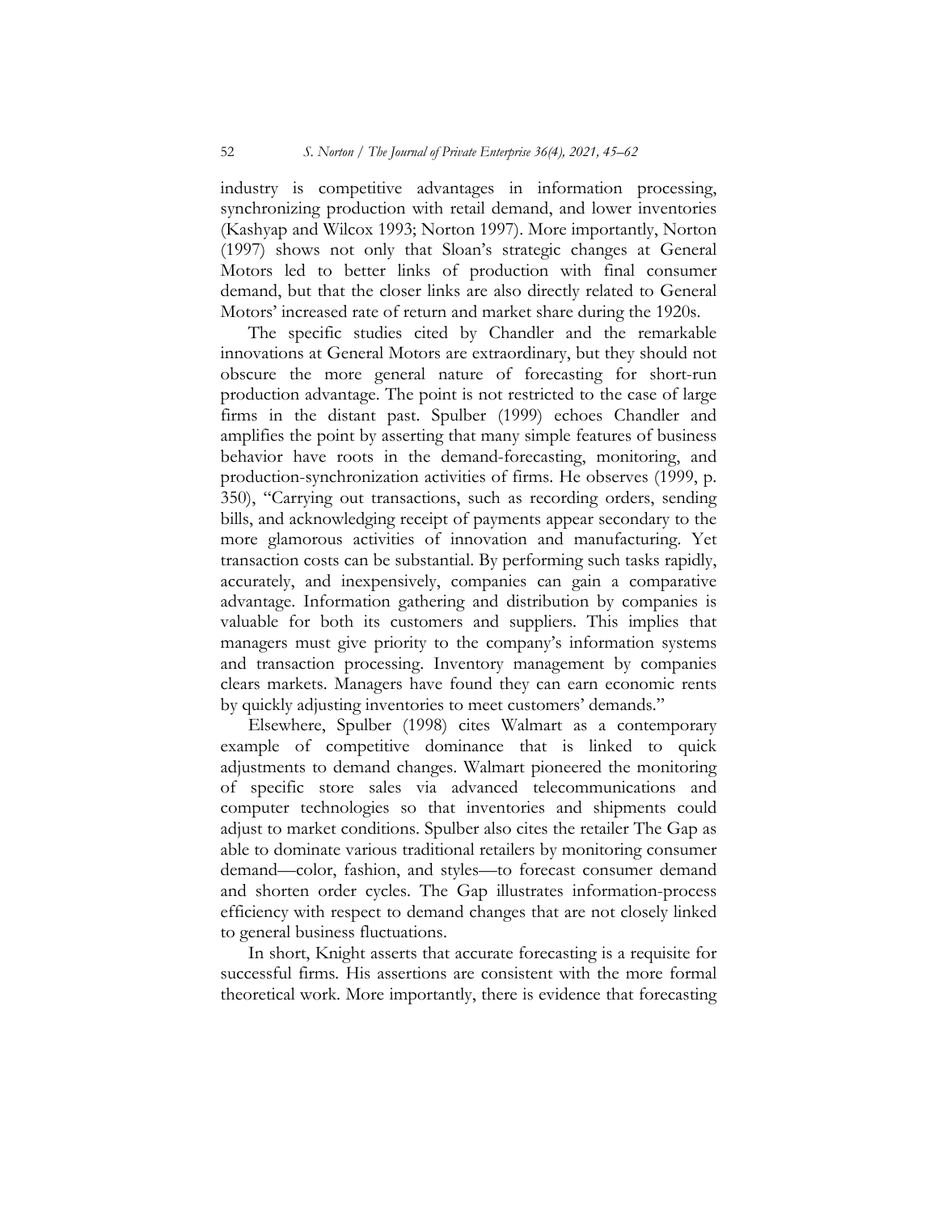industry is competitive advantages in information processing, synchronizing production with retail demand, and lower inventories (Kashyap and Wilcox 1993; Norton 1997). More importantly, Norton (1997) shows not only that Sloan's strategic changes at General Motors led to better links of production with final consumer demand, but that the closer links are also directly related to General Motors' increased rate of return and market share during the 1920s.

The specific studies cited by Chandler and the remarkable innovations at General Motors are extraordinary, but they should not obscure the more general nature of forecasting for short-run production advantage. The point is not restricted to the case of large firms in the distant past. Spulber (1999) echoes Chandler and amplifies the point by asserting that many simple features of business behavior have roots in the demand-forecasting, monitoring, and production-synchronization activities of firms. He observes (1999, p. 350), "Carrying out transactions, such as recording orders, sending bills, and acknowledging receipt of payments appear secondary to the more glamorous activities of innovation and manufacturing. Yet transaction costs can be substantial. By performing such tasks rapidly, accurately, and inexpensively, companies can gain a comparative advantage. Information gathering and distribution by companies is valuable for both its customers and suppliers. This implies that managers must give priority to the company's information systems and transaction processing. Inventory management by companies clears markets. Managers have found they can earn economic rents by quickly adjusting inventories to meet customers' demands."

Elsewhere, Spulber (1998) cites Walmart as a contemporary example of competitive dominance that is linked to quick adjustments to demand changes. Walmart pioneered the monitoring of specific store sales via advanced telecommunications and computer technologies so that inventories and shipments could adjust to market conditions. Spulber also cites the retailer The Gap as able to dominate various traditional retailers by monitoring consumer demand—color, fashion, and styles—to forecast consumer demand and shorten order cycles. The Gap illustrates information-process efficiency with respect to demand changes that are not closely linked to general business fluctuations.

In short, Knight asserts that accurate forecasting is a requisite for successful firms. His assertions are consistent with the more formal theoretical work. More importantly, there is evidence that forecasting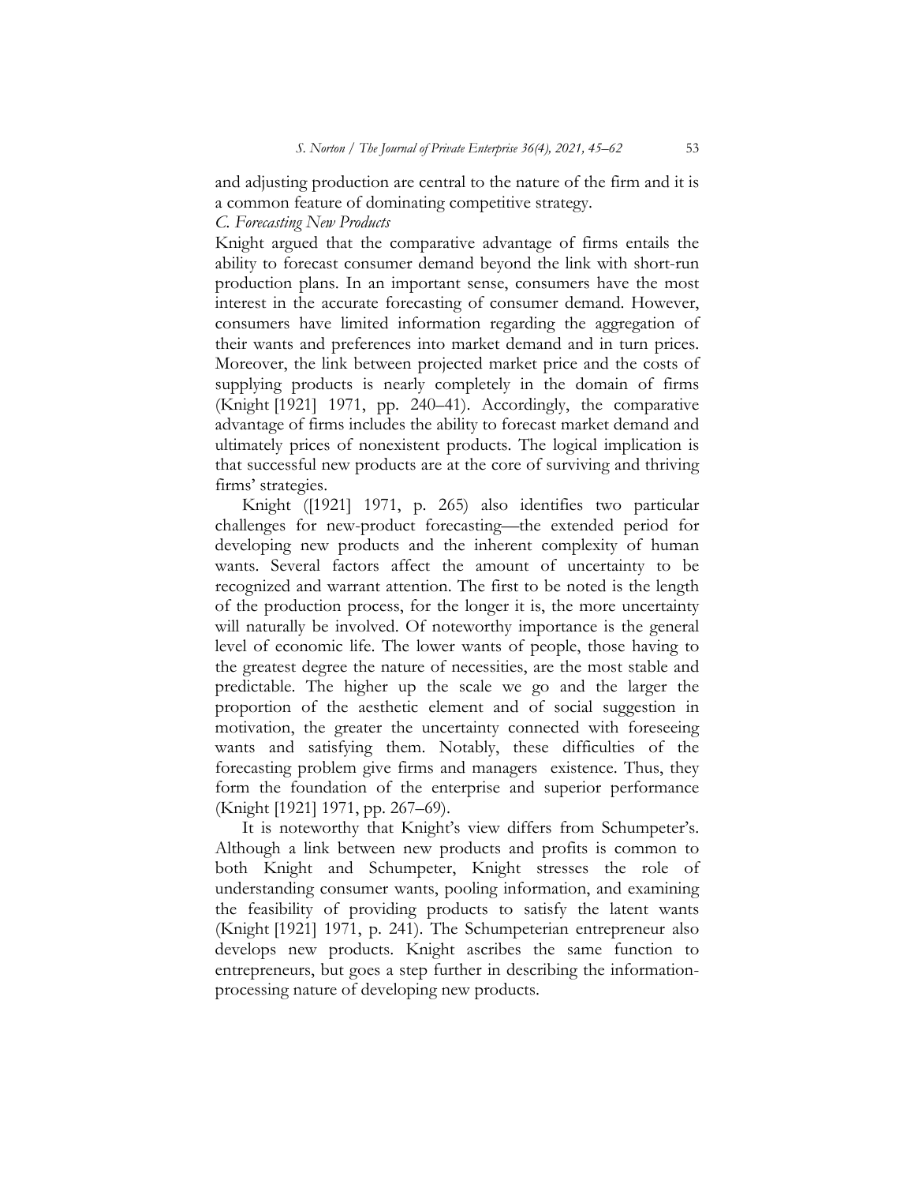and adjusting production are central to the nature of the firm and it is a common feature of dominating competitive strategy.

### *C. Forecasting New Products*

Knight argued that the comparative advantage of firms entails the ability to forecast consumer demand beyond the link with short-run production plans. In an important sense, consumers have the most interest in the accurate forecasting of consumer demand. However, consumers have limited information regarding the aggregation of their wants and preferences into market demand and in turn prices. Moreover, the link between projected market price and the costs of supplying products is nearly completely in the domain of firms (Knight [1921] 1971, pp. 240–41). Accordingly, the comparative advantage of firms includes the ability to forecast market demand and ultimately prices of nonexistent products. The logical implication is that successful new products are at the core of surviving and thriving firms' strategies.

Knight ([1921] 1971, p. 265) also identifies two particular challenges for new-product forecasting—the extended period for developing new products and the inherent complexity of human wants. Several factors affect the amount of uncertainty to be recognized and warrant attention. The first to be noted is the length of the production process, for the longer it is, the more uncertainty will naturally be involved. Of noteworthy importance is the general level of economic life. The lower wants of people, those having to the greatest degree the nature of necessities, are the most stable and predictable. The higher up the scale we go and the larger the proportion of the aesthetic element and of social suggestion in motivation, the greater the uncertainty connected with foreseeing wants and satisfying them. Notably, these difficulties of the forecasting problem give firms and managers existence. Thus, they form the foundation of the enterprise and superior performance (Knight [1921] 1971, pp. 267–69).

It is noteworthy that Knight's view differs from Schumpeter's. Although a link between new products and profits is common to both Knight and Schumpeter, Knight stresses the role of understanding consumer wants, pooling information, and examining the feasibility of providing products to satisfy the latent wants (Knight [1921] 1971, p. 241). The Schumpeterian entrepreneur also develops new products. Knight ascribes the same function to entrepreneurs, but goes a step further in describing the information-processing nature of developing new products.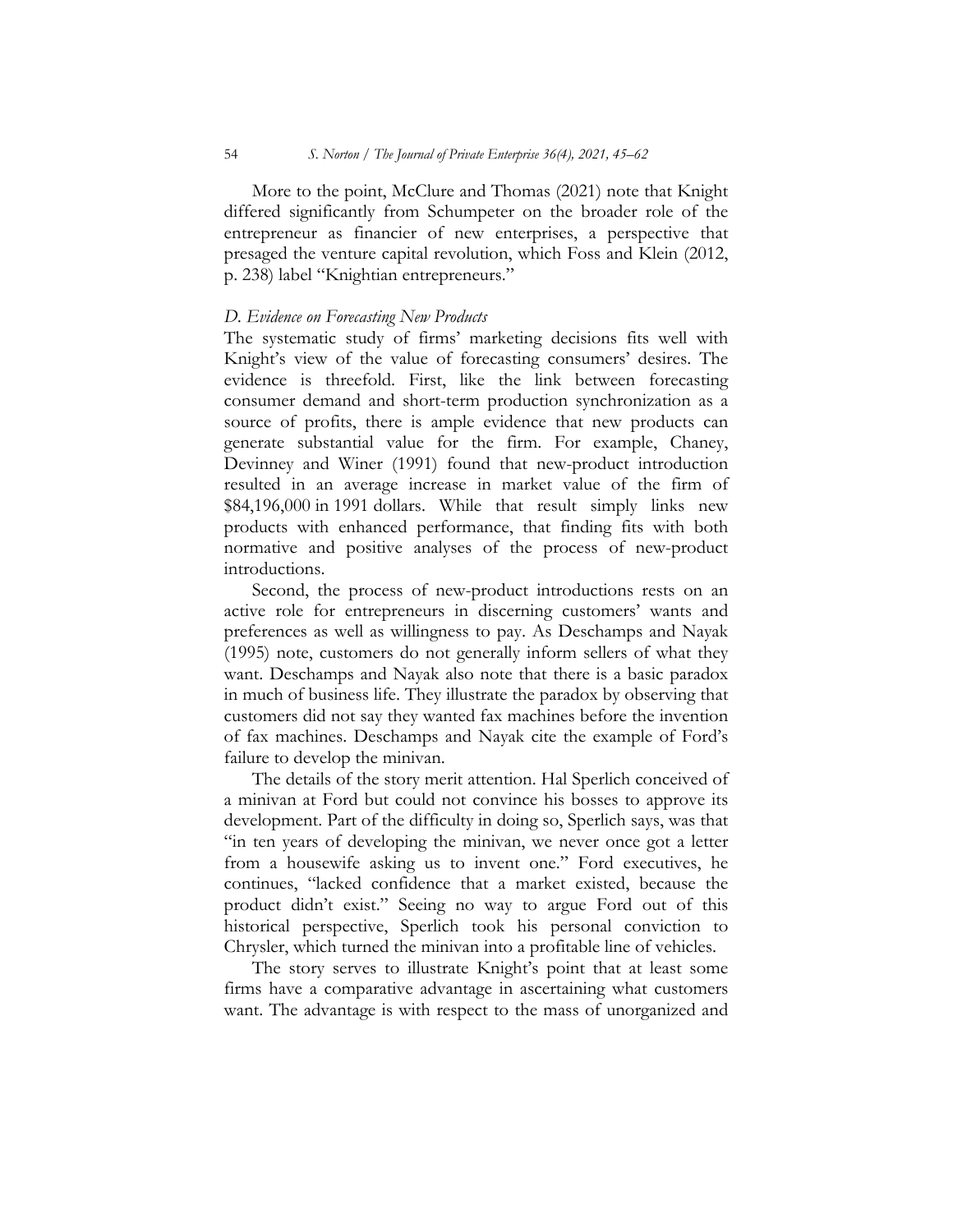More to the point, McClure and Thomas (2021) note that Knight differed significantly from Schumpeter on the broader role of the entrepreneur as financier of new enterprises, a perspective that presaged the venture capital revolution, which Foss and Klein (2012, p. 238) label "Knightian entrepreneurs."

### *D. Evidence on Forecasting New Products*

The systematic study of firms' marketing decisions fits well with Knight's view of the value of forecasting consumers' desires. The evidence is threefold. First, like the link between forecasting consumer demand and short-term production synchronization as a source of profits, there is ample evidence that new products can generate substantial value for the firm. For example, Chaney, Devinney and Winer (1991) found that new-product introduction resulted in an average increase in market value of the firm of $84,196,000 in 1991 dollars. While that result simply links new products with enhanced performance, that finding fits with both normative and positive analyses of the process of new-product introductions.

Second, the process of new-product introductions rests on an active role for entrepreneurs in discerning customers' wants and preferences as well as willingness to pay. As Deschamps and Nayak (1995) note, customers do not generally inform sellers of what they want. Deschamps and Nayak also note that there is a basic paradox in much of business life. They illustrate the paradox by observing that customers did not say they wanted fax machines before the invention of fax machines. Deschamps and Nayak cite the example of Ford's failure to develop the minivan.

The details of the story merit attention. Hal Sperlich conceived of a minivan at Ford but could not convince his bosses to approve its development. Part of the difficulty in doing so, Sperlich says, was that "in ten years of developing the minivan, we never once got a letter from a housewife asking us to invent one." Ford executives, he continues, "lacked confidence that a market existed, because the product didn't exist." Seeing no way to argue Ford out of this historical perspective, Sperlich took his personal conviction to Chrysler, which turned the minivan into a profitable line of vehicles.

The story serves to illustrate Knight's point that at least some firms have a comparative advantage in ascertaining what customers want. The advantage is with respect to the mass of unorganized and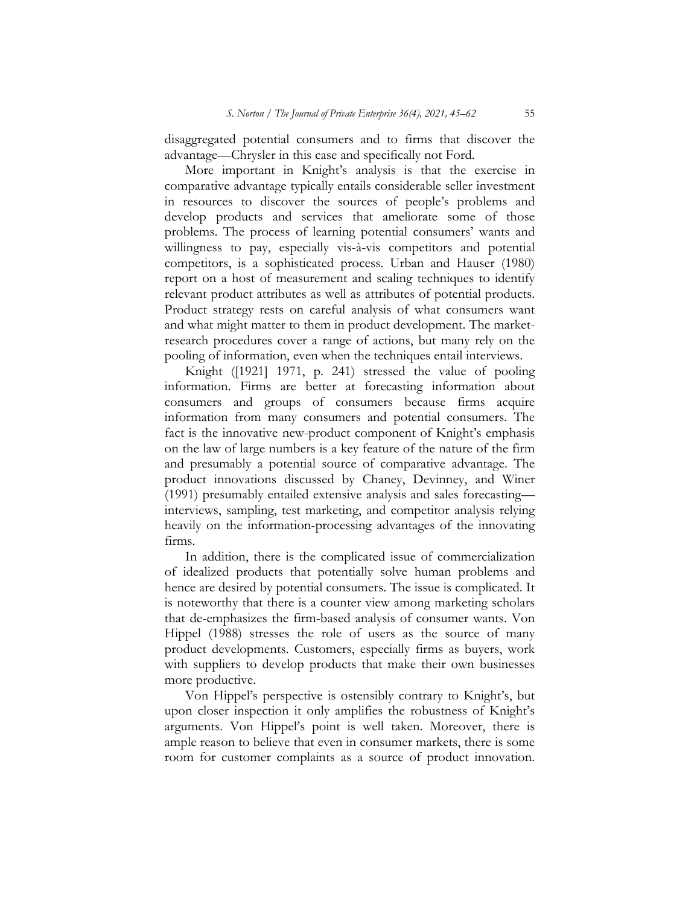disaggregated potential consumers and to firms that discover the advantage—Chrysler in this case and specifically not Ford.

More important in Knight's analysis is that the exercise in comparative advantage typically entails considerable seller investment in resources to discover the sources of people's problems and develop products and services that ameliorate some of those problems. The process of learning potential consumers' wants and willingness to pay, especially vis-à-vis competitors and potential competitors, is a sophisticated process. Urban and Hauser (1980) report on a host of measurement and scaling techniques to identify relevant product attributes as well as attributes of potential products. Product strategy rests on careful analysis of what consumers want and what might matter to them in product development. The market-research procedures cover a range of actions, but many rely on the pooling of information, even when the techniques entail interviews.

Knight ([1921] 1971, p. 241) stressed the value of pooling information. Firms are better at forecasting information about consumers and groups of consumers because firms acquire information from many consumers and potential consumers. The fact is the innovative new-product component of Knight's emphasis on the law of large numbers is a key feature of the nature of the firm and presumably a potential source of comparative advantage. The product innovations discussed by Chaney, Devinney, and Winer (1991) presumably entailed extensive analysis and sales forecasting—interviews, sampling, test marketing, and competitor analysis relying heavily on the information-processing advantages of the innovating firms.

In addition, there is the complicated issue of commercialization of idealized products that potentially solve human problems and hence are desired by potential consumers. The issue is complicated. It is noteworthy that there is a counter view among marketing scholars that de-emphasizes the firm-based analysis of consumer wants. Von Hippel (1988) stresses the role of users as the source of many product developments. Customers, especially firms as buyers, work with suppliers to develop products that make their own businesses more productive.

Von Hippel's perspective is ostensibly contrary to Knight's, but upon closer inspection it only amplifies the robustness of Knight's arguments. Von Hippel's point is well taken. Moreover, there is ample reason to believe that even in consumer markets, there is some room for customer complaints as a source of product innovation.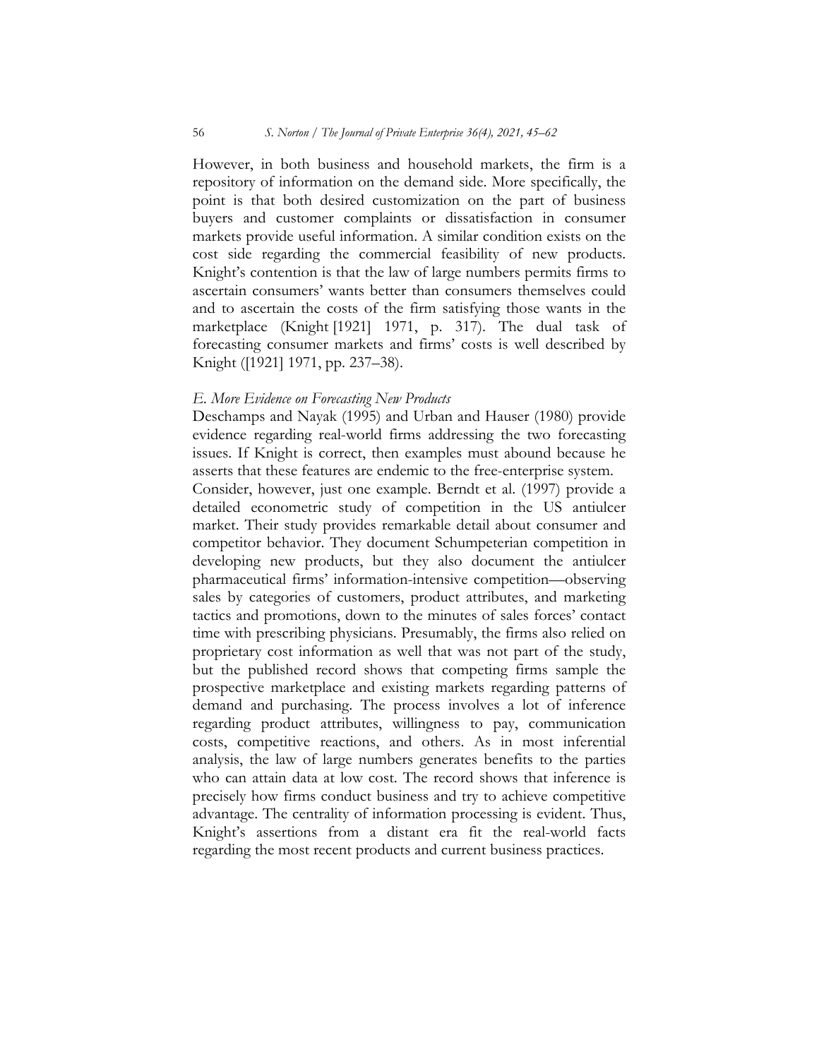However, in both business and household markets, the firm is a repository of information on the demand side. More specifically, the point is that both desired customization on the part of business buyers and customer complaints or dissatisfaction in consumer markets provide useful information. A similar condition exists on the cost side regarding the commercial feasibility of new products. Knight's contention is that the law of large numbers permits firms to ascertain consumers' wants better than consumers themselves could and to ascertain the costs of the firm satisfying those wants in the marketplace (Knight [1921] 1971, p. 317). The dual task of forecasting consumer markets and firms' costs is well described by Knight ([1921] 1971, pp. 237–38).

### *E. More Evidence on Forecasting New Products*

Deschamps and Nayak (1995) and Urban and Hauser (1980) provide evidence regarding real-world firms addressing the two forecasting issues. If Knight is correct, then examples must abound because he asserts that these features are endemic to the free-enterprise system.

Consider, however, just one example. Berndt et al. (1997) provide a detailed econometric study of competition in the US antiulcer market. Their study provides remarkable detail about consumer and competitor behavior. They document Schumpeterian competition in developing new products, but they also document the antiulcer pharmaceutical firms' information-intensive competition—observing sales by categories of customers, product attributes, and marketing tactics and promotions, down to the minutes of sales forces' contact time with prescribing physicians. Presumably, the firms also relied on proprietary cost information as well that was not part of the study, but the published record shows that competing firms sample the prospective marketplace and existing markets regarding patterns of demand and purchasing. The process involves a lot of inference regarding product attributes, willingness to pay, communication costs, competitive reactions, and others. As in most inferential analysis, the law of large numbers generates benefits to the parties who can attain data at low cost. The record shows that inference is precisely how firms conduct business and try to achieve competitive advantage. The centrality of information processing is evident. Thus, Knight's assertions from a distant era fit the real-world facts regarding the most recent products and current business practices.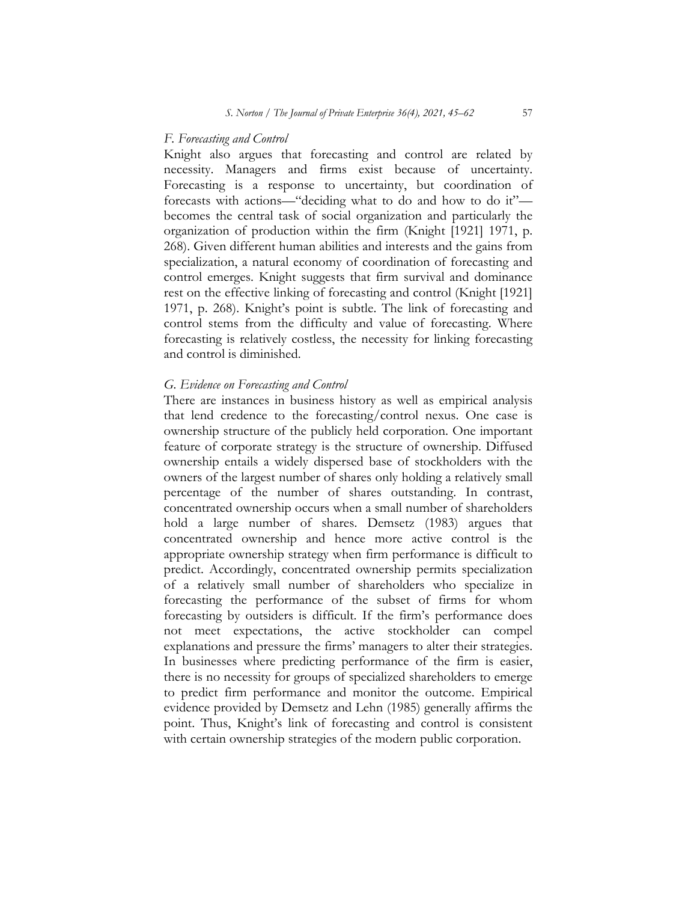### *F. Forecasting and Control*

Knight also argues that forecasting and control are related by necessity. Managers and firms exist because of uncertainty. Forecasting is a response to uncertainty, but coordination of forecasts with actions—"deciding what to do and how to do it"—becomes the central task of social organization and particularly the organization of production within the firm (Knight [1921] 1971, p. 268). Given different human abilities and interests and the gains from specialization, a natural economy of coordination of forecasting and control emerges. Knight suggests that firm survival and dominance rest on the effective linking of forecasting and control (Knight [1921] 1971, p. 268). Knight's point is subtle. The link of forecasting and control stems from the difficulty and value of forecasting. Where forecasting is relatively costless, the necessity for linking forecasting and control is diminished.

### *G. Evidence on Forecasting and Control*

There are instances in business history as well as empirical analysis that lend credence to the forecasting/control nexus. One case is ownership structure of the publicly held corporation. One important feature of corporate strategy is the structure of ownership. Diffused ownership entails a widely dispersed base of stockholders with the owners of the largest number of shares only holding a relatively small percentage of the number of shares outstanding. In contrast, concentrated ownership occurs when a small number of shareholders hold a large number of shares. Demsetz (1983) argues that concentrated ownership and hence more active control is the appropriate ownership strategy when firm performance is difficult to predict. Accordingly, concentrated ownership permits specialization of a relatively small number of shareholders who specialize in forecasting the performance of the subset of firms for whom forecasting by outsiders is difficult. If the firm's performance does not meet expectations, the active stockholder can compel explanations and pressure the firms' managers to alter their strategies. In businesses where predicting performance of the firm is easier, there is no necessity for groups of specialized shareholders to emerge to predict firm performance and monitor the outcome. Empirical evidence provided by Demsetz and Lehn (1985) generally affirms the point. Thus, Knight's link of forecasting and control is consistent with certain ownership strategies of the modern public corporation.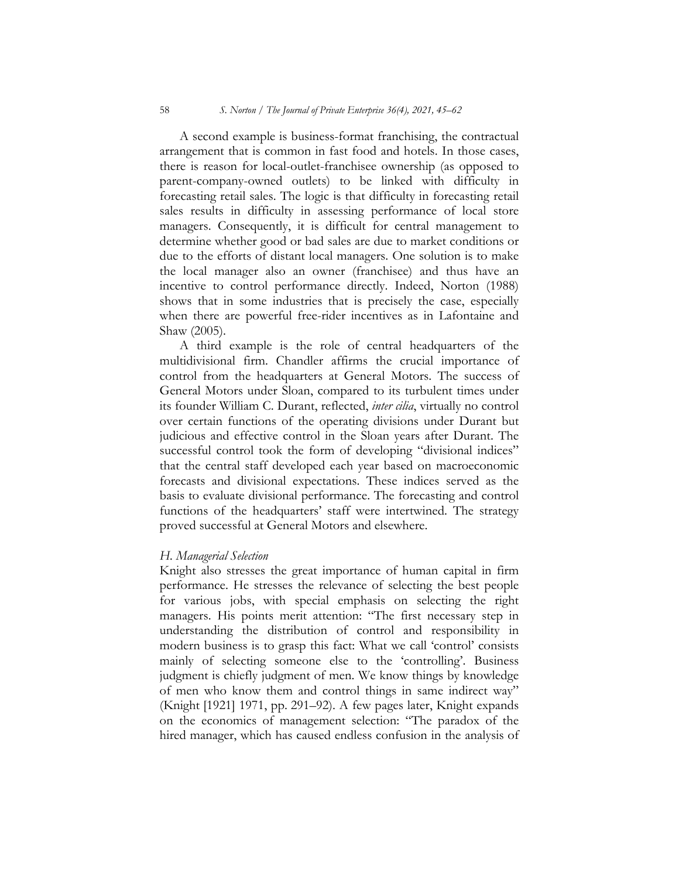A second example is business-format franchising, the contractual arrangement that is common in fast food and hotels. In those cases, there is reason for local-outlet-franchisee ownership (as opposed to parent-company-owned outlets) to be linked with difficulty in forecasting retail sales. The logic is that difficulty in forecasting retail sales results in difficulty in assessing performance of local store managers. Consequently, it is difficult for central management to determine whether good or bad sales are due to market conditions or due to the efforts of distant local managers. One solution is to make the local manager also an owner (franchisee) and thus have an incentive to control performance directly. Indeed, Norton (1988) shows that in some industries that is precisely the case, especially when there are powerful free-rider incentives as in Lafontaine and Shaw (2005).

A third example is the role of central headquarters of the multidivisional firm. Chandler affirms the crucial importance of control from the headquarters at General Motors. The success of General Motors under Sloan, compared to its turbulent times under its founder William C. Durant, reflected, *inter cilia*, virtually no control over certain functions of the operating divisions under Durant but judicious and effective control in the Sloan years after Durant. The successful control took the form of developing "divisional indices" that the central staff developed each year based on macroeconomic forecasts and divisional expectations. These indices served as the basis to evaluate divisional performance. The forecasting and control functions of the headquarters' staff were intertwined. The strategy proved successful at General Motors and elsewhere.

### *H. Managerial Selection*

Knight also stresses the great importance of human capital in firm performance. He stresses the relevance of selecting the best people for various jobs, with special emphasis on selecting the right managers. His points merit attention: "The first necessary step in understanding the distribution of control and responsibility in modern business is to grasp this fact: What we call 'control' consists mainly of selecting someone else to the 'controlling'. Business judgment is chiefly judgment of men. We know things by knowledge of men who know them and control things in same indirect way" (Knight [1921] 1971, pp. 291–92). A few pages later, Knight expands on the economics of management selection: "The paradox of the hired manager, which has caused endless confusion in the analysis of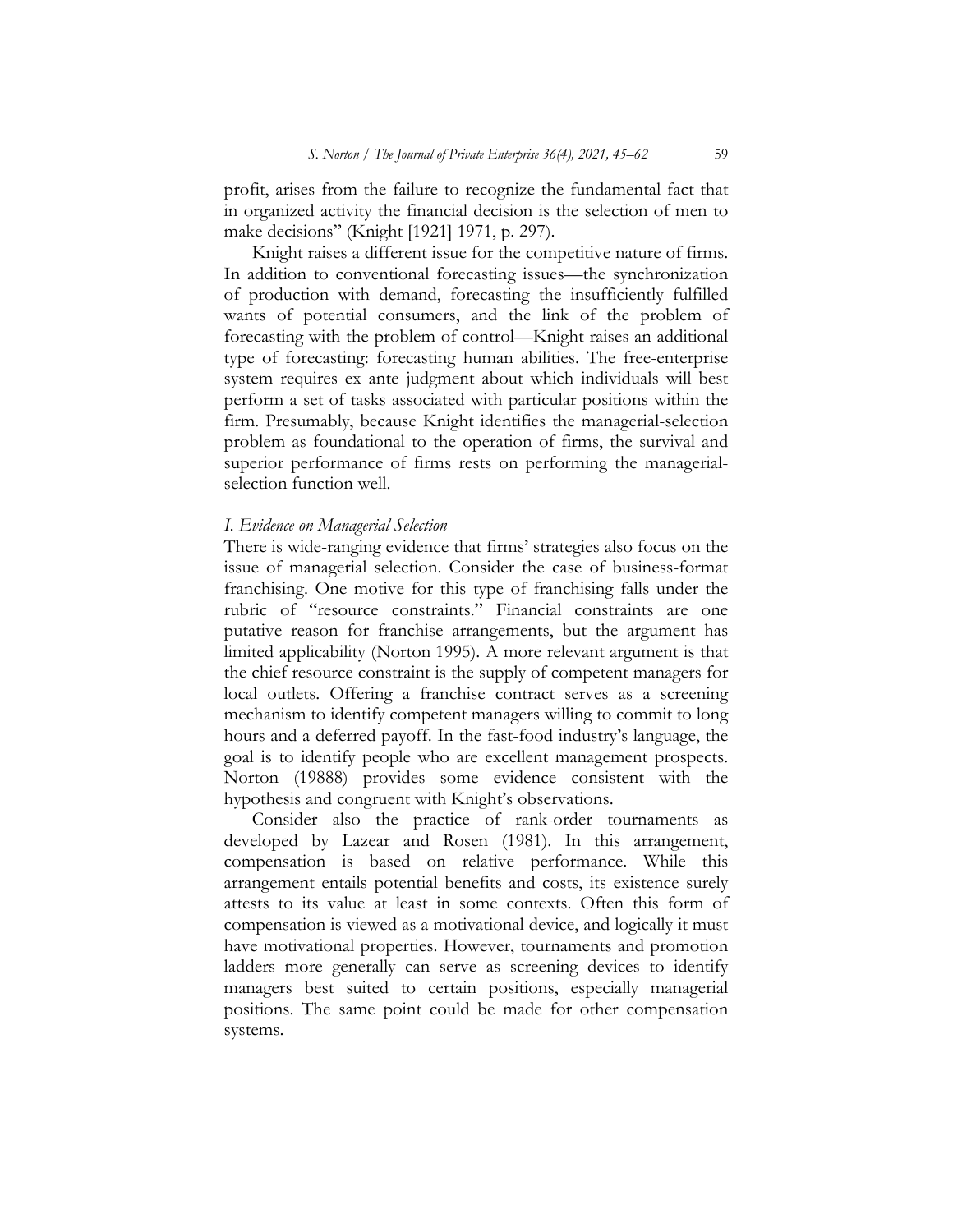profit, arises from the failure to recognize the fundamental fact that in organized activity the financial decision is the selection of men to make decisions" (Knight [1921] 1971, p. 297).

Knight raises a different issue for the competitive nature of firms. In addition to conventional forecasting issues—the synchronization of production with demand, forecasting the insufficiently fulfilled wants of potential consumers, and the link of the problem of forecasting with the problem of control—Knight raises an additional type of forecasting: forecasting human abilities. The free-enterprise system requires ex ante judgment about which individuals will best perform a set of tasks associated with particular positions within the firm. Presumably, because Knight identifies the managerial-selection problem as foundational to the operation of firms, the survival and superior performance of firms rests on performing the managerial-selection function well.

### *I. Evidence on Managerial Selection*

There is wide-ranging evidence that firms' strategies also focus on the issue of managerial selection. Consider the case of business-format franchising. One motive for this type of franchising falls under the rubric of "resource constraints." Financial constraints are one putative reason for franchise arrangements, but the argument has limited applicability (Norton 1995). A more relevant argument is that the chief resource constraint is the supply of competent managers for local outlets. Offering a franchise contract serves as a screening mechanism to identify competent managers willing to commit to long hours and a deferred payoff. In the fast-food industry's language, the goal is to identify people who are excellent management prospects. Norton (19888) provides some evidence consistent with the hypothesis and congruent with Knight's observations.

Consider also the practice of rank-order tournaments as developed by Lazear and Rosen (1981). In this arrangement, compensation is based on relative performance. While this arrangement entails potential benefits and costs, its existence surely attests to its value at least in some contexts. Often this form of compensation is viewed as a motivational device, and logically it must have motivational properties. However, tournaments and promotion ladders more generally can serve as screening devices to identify managers best suited to certain positions, especially managerial positions. The same point could be made for other compensation systems.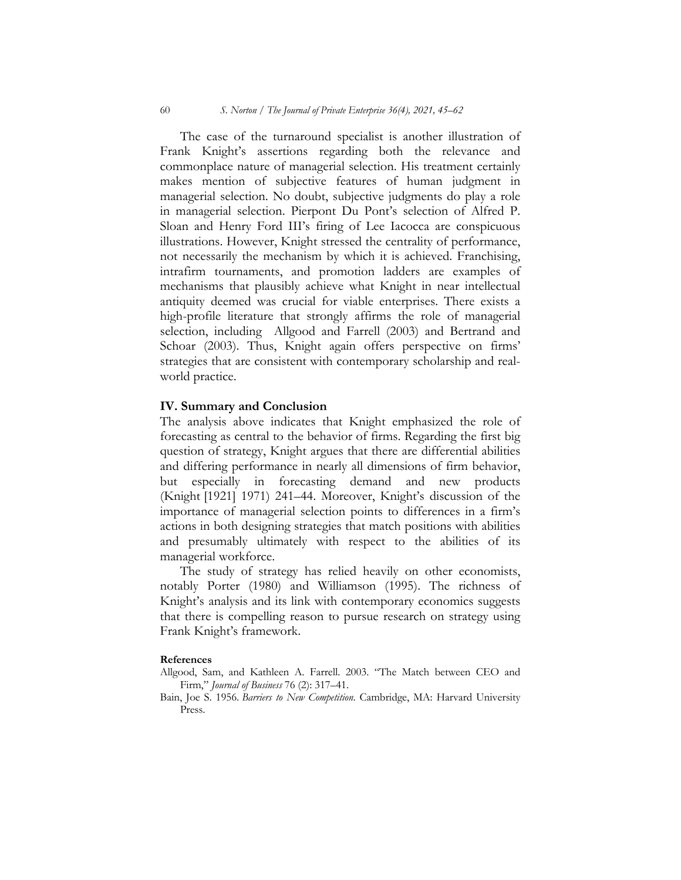The case of the turnaround specialist is another illustration of Frank Knight's assertions regarding both the relevance and commonplace nature of managerial selection. His treatment certainly makes mention of subjective features of human judgment in managerial selection. No doubt, subjective judgments do play a role in managerial selection. Pierpont Du Pont's selection of Alfred P. Sloan and Henry Ford III's firing of Lee Iacocca are conspicuous illustrations. However, Knight stressed the centrality of performance, not necessarily the mechanism by which it is achieved. Franchising, intrafirm tournaments, and promotion ladders are examples of mechanisms that plausibly achieve what Knight in near intellectual antiquity deemed was crucial for viable enterprises. There exists a high-profile literature that strongly affirms the role of managerial selection, including Allgood and Farrell (2003) and Bertrand and Schoar (2003). Thus, Knight again offers perspective on firms' strategies that are consistent with contemporary scholarship and real-world practice.

## IV. Summary and Conclusion

The analysis above indicates that Knight emphasized the role of forecasting as central to the behavior of firms. Regarding the first big question of strategy, Knight argues that there are differential abilities and differing performance in nearly all dimensions of firm behavior, but especially in forecasting demand and new products (Knight [1921] 1971) 241–44. Moreover, Knight's discussion of the importance of managerial selection points to differences in a firm's actions in both designing strategies that match positions with abilities and presumably ultimately with respect to the abilities of its managerial workforce.

The study of strategy has relied heavily on other economists, notably Porter (1980) and Williamson (1995). The richness of Knight's analysis and its link with contemporary economics suggests that there is compelling reason to pursue research on strategy using Frank Knight's framework.

### References

Allgood, Sam, and Kathleen A. Farrell. 2003. "The Match between CEO and Firm," *Journal of Business* 76 (2): 317–41.

Bain, Joe S. 1956. *Barriers to New Competition*. Cambridge, MA: Harvard University Press.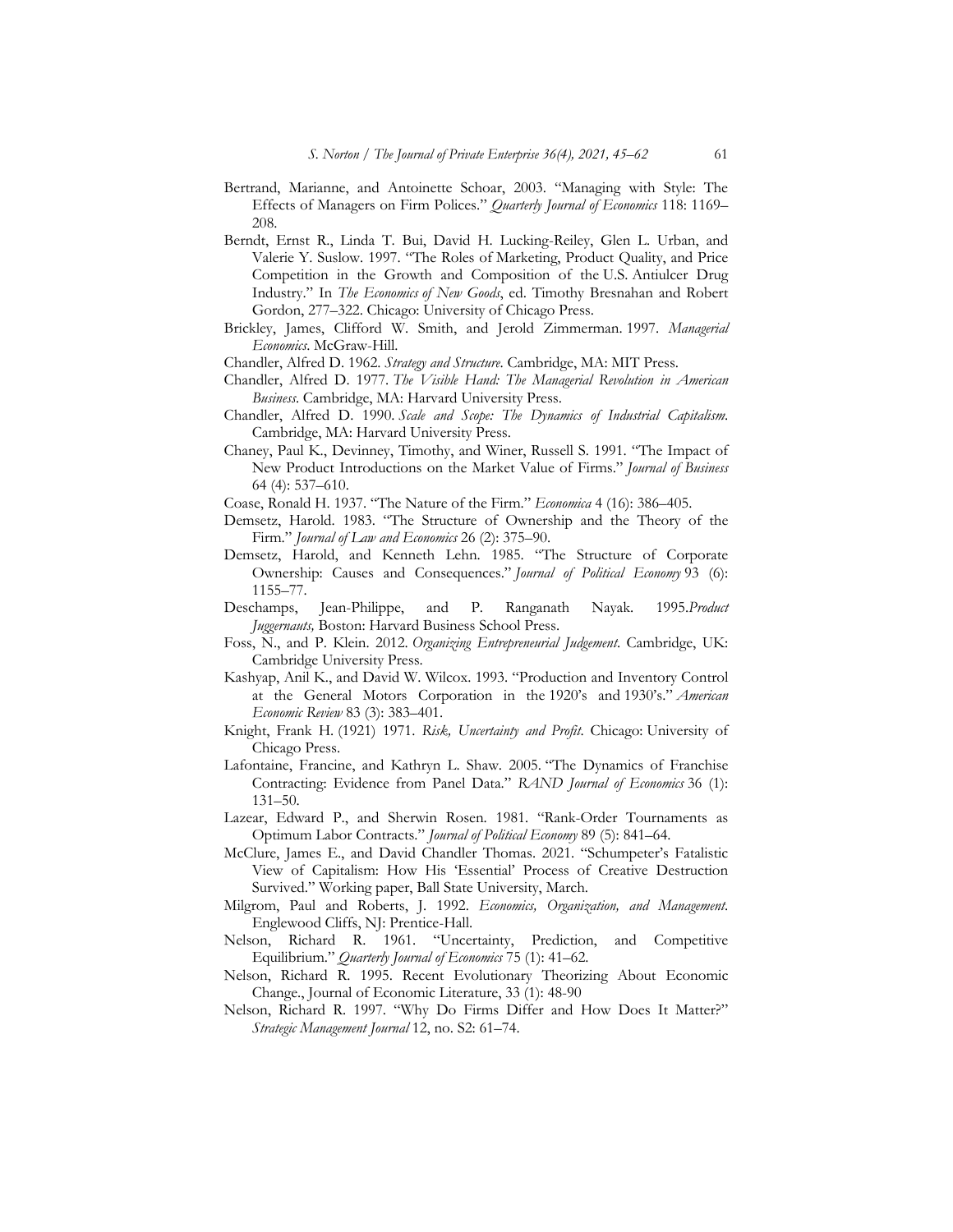Bertrand, Marianne, and Antoinette Schoar, 2003. "Managing with Style: The Effects of Managers on Firm Polices." *Quarterly Journal of Economics* 118: 1169–208.

Berndt, Ernst R., Linda T. Bui, David H. Lucking-Reiley, Glen L. Urban, and Valerie Y. Suslow. 1997. "The Roles of Marketing, Product Quality, and Price Competition in the Growth and Composition of the U.S. Antiulcer Drug Industry." In *The Economics of New Goods*, ed. Timothy Bresnahan and Robert Gordon, 277–322. Chicago: University of Chicago Press.

Brickley, James, Clifford W. Smith, and Jerold Zimmerman. 1997. *Managerial Economics*. McGraw-Hill.

Chandler, Alfred D. 1962. *Strategy and Structure*. Cambridge, MA: MIT Press.

Chandler, Alfred D. 1977. *The Visible Hand: The Managerial Revolution in American Business*. Cambridge, MA: Harvard University Press.

Chandler, Alfred D. 1990. *Scale and Scope: The Dynamics of Industrial Capitalism*. Cambridge, MA: Harvard University Press.

Chaney, Paul K., Devinney, Timothy, and Winer, Russell S. 1991. "The Impact of New Product Introductions on the Market Value of Firms." *Journal of Business* 64 (4): 537–610.

Coase, Ronald H. 1937. "The Nature of the Firm." *Economica* 4 (16): 386–405.

Demsetz, Harold. 1983. "The Structure of Ownership and the Theory of the Firm." *Journal of Law and Economics* 26 (2): 375–90.

Demsetz, Harold, and Kenneth Lehn. 1985. "The Structure of Corporate Ownership: Causes and Consequences." *Journal of Political Economy* 93 (6): 1155–77.

Deschamps, Jean-Philippe, and P. Ranganath Nayak. 1995.*Product Juggernauts,* Boston: Harvard Business School Press.

Foss, N., and P. Klein. 2012. *Organizing Entrepreneurial Judgement*. Cambridge, UK: Cambridge University Press.

Kashyap, Anil K., and David W. Wilcox. 1993. "Production and Inventory Control at the General Motors Corporation in the 1920's and 1930's." *American Economic Review* 83 (3): 383–401.

Knight, Frank H. (1921) 1971. *Risk, Uncertainty and Profit*. Chicago: University of Chicago Press.

Lafontaine, Francine, and Kathryn L. Shaw. 2005. "The Dynamics of Franchise Contracting: Evidence from Panel Data." *RAND Journal of Economics* 36 (1): 131–50.

Lazear, Edward P., and Sherwin Rosen. 1981. "Rank-Order Tournaments as Optimum Labor Contracts." *Journal of Political Economy* 89 (5): 841–64.

McClure, James E., and David Chandler Thomas. 2021. "Schumpeter's Fatalistic View of Capitalism: How His 'Essential' Process of Creative Destruction Survived." Working paper, Ball State University, March.

Milgrom, Paul and Roberts, J. 1992. *Economics, Organization, and Management*. Englewood Cliffs, NJ: Prentice-Hall.

Nelson, Richard R. 1961. "Uncertainty, Prediction, and Competitive Equilibrium." *Quarterly Journal of Economics* 75 (1): 41–62.

Nelson, Richard R. 1995. Recent Evolutionary Theorizing About Economic Change., Journal of Economic Literature, 33 (1): 48-90

Nelson, Richard R. 1997. "Why Do Firms Differ and How Does It Matter?" *Strategic Management Journal* 12, no. S2: 61–74.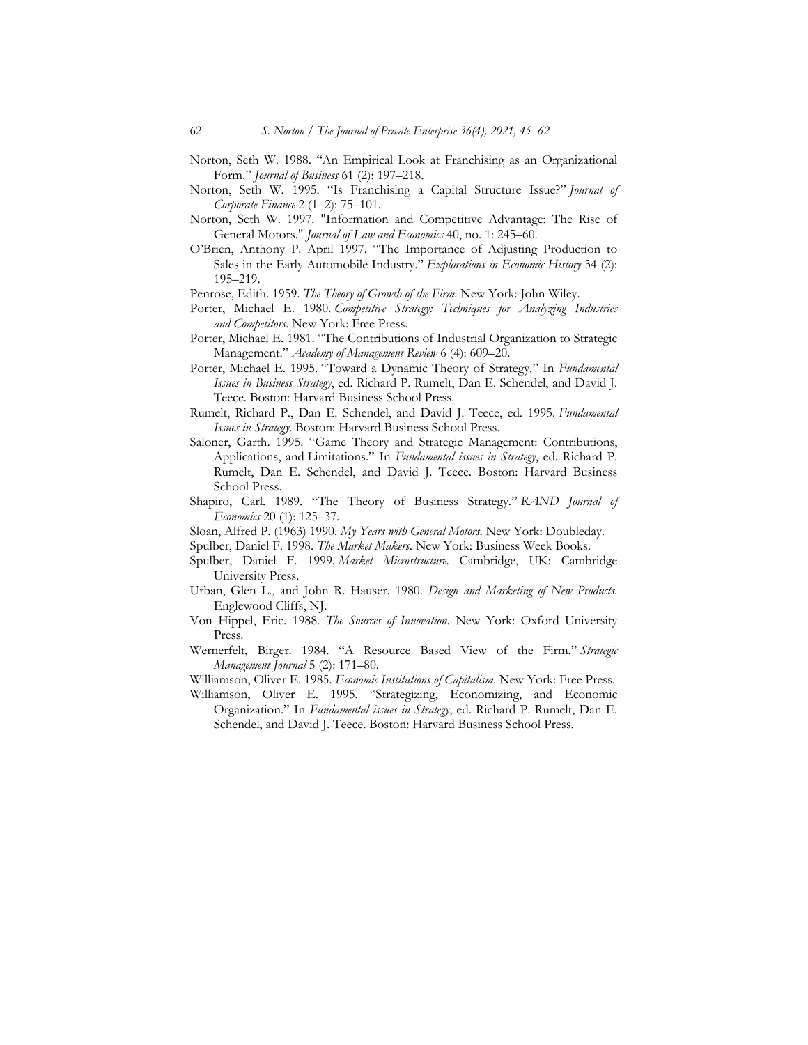Norton, Seth W. 1988. "An Empirical Look at Franchising as an Organizational Form." *Journal of Business* 61 (2): 197–218.

Norton, Seth W. 1995. "Is Franchising a Capital Structure Issue?" *Journal of Corporate Finance* 2 (1–2): 75–101.

Norton, Seth W. 1997. "Information and Competitive Advantage: The Rise of General Motors." *Journal of Law and Economics* 40, no. 1: 245–60.

O'Brien, Anthony P. April 1997. "The Importance of Adjusting Production to Sales in the Early Automobile Industry." *Explorations in Economic History* 34 (2): 195–219.

Penrose, Edith. 1959. *The Theory of Growth of the Firm*. New York: John Wiley.

Porter, Michael E. 1980. *Competitive Strategy: Techniques for Analyzing Industries and Competitors*. New York: Free Press.

Porter, Michael E. 1981. "The Contributions of Industrial Organization to Strategic Management." *Academy of Management Review* 6 (4): 609–20.

Porter, Michael E. 1995. "Toward a Dynamic Theory of Strategy." In *Fundamental Issues in Business Strategy*, ed. Richard P. Rumelt, Dan E. Schendel, and David J. Teece. Boston: Harvard Business School Press.

Rumelt, Richard P., Dan E. Schendel, and David J. Teece, ed. 1995. *Fundamental Issues in Strategy*. Boston: Harvard Business School Press.

Saloner, Garth. 1995. "Game Theory and Strategic Management: Contributions, Applications, and Limitations." In *Fundamental issues in Strategy*, ed. Richard P. Rumelt, Dan E. Schendel, and David J. Teece. Boston: Harvard Business School Press.

Shapiro, Carl. 1989. "The Theory of Business Strategy." *RAND Journal of Economics* 20 (1): 125–37.

Sloan, Alfred P. (1963) 1990. *My Years with General Motors*. New York: Doubleday.

Spulber, Daniel F. 1998. *The Market Makers*. New York: Business Week Books.

Spulber, Daniel F. 1999. *Market Microstructure*. Cambridge, UK: Cambridge University Press.

Urban, Glen L., and John R. Hauser. 1980. *Design and Marketing of New Products*. Englewood Cliffs, NJ.

Von Hippel, Eric. 1988. *The Sources of Innovation*. New York: Oxford University Press.

Wernerfelt, Birger. 1984. "A Resource Based View of the Firm." *Strategic Management Journal* 5 (2): 171–80.

Williamson, Oliver E. 1985. *Economic Institutions of Capitalism*. New York: Free Press.

Williamson, Oliver E. 1995. "Strategizing, Economizing, and Economic Organization." In *Fundamental issues in Strategy*, ed. Richard P. Rumelt, Dan E. Schendel, and David J. Teece. Boston: Harvard Business School Press.